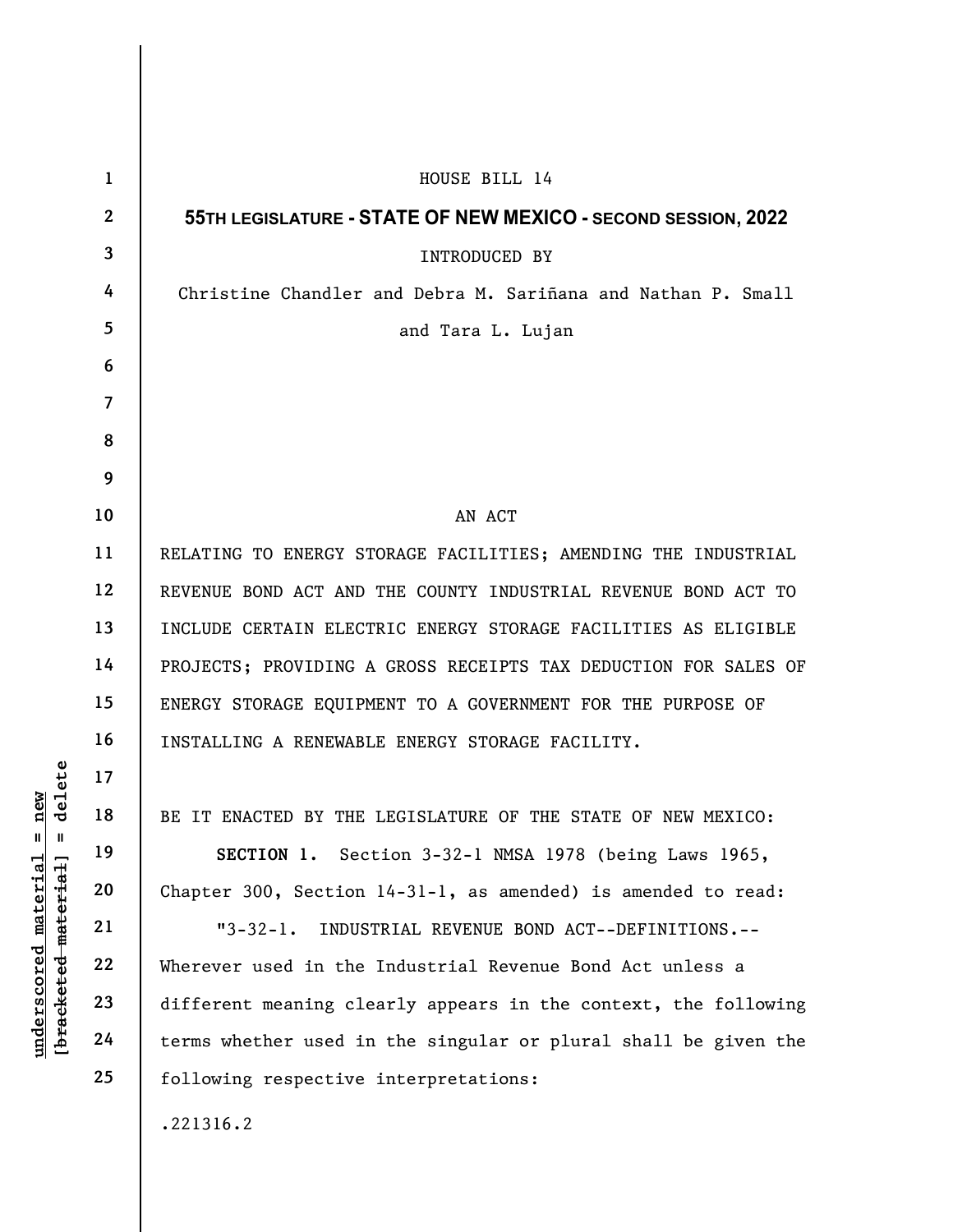HOUSE BILL 14

**55TH LEGISLATURE - STATE OF NEW MEXICO - SECOND SESSION, 2022**

INTRODUCED BY

Christine Chandler and Debra M. Sariñana and Nathan P. Small and Tara L. Lujan

AN ACT

RELATING TO ENERGY STORAGE FACILITIES; AMENDING THE INDUSTRIAL REVENUE BOND ACT AND THE COUNTY INDUSTRIAL REVENUE BOND ACT TO INCLUDE CERTAIN ELECTRIC ENERGY STORAGE FACILITIES AS ELIGIBLE PROJECTS; PROVIDING A GROSS RECEIPTS TAX DEDUCTION FOR SALES OF ENERGY STORAGE EQUIPMENT TO A GOVERNMENT FOR THE PURPOSE OF INSTALLING A RENEWABLE ENERGY STORAGE FACILITY.

BE IT ENACTED BY THE LEGISLATURE OF THE STATE OF NEW MEXICO:

**SECTION 1.** Section 3-32-1 NMSA 1978 (being Laws 1965, Chapter 300, Section 14-31-1, as amended) is amended to read:

"3-32-1. INDUSTRIAL REVENUE BOND ACT--DEFINITIONS.--Wherever used in the Industrial Revenue Bond Act unless a different meaning clearly appears in the context, the following terms whether used in the singular or plural shall be given the following respective interpretations:

.221316.2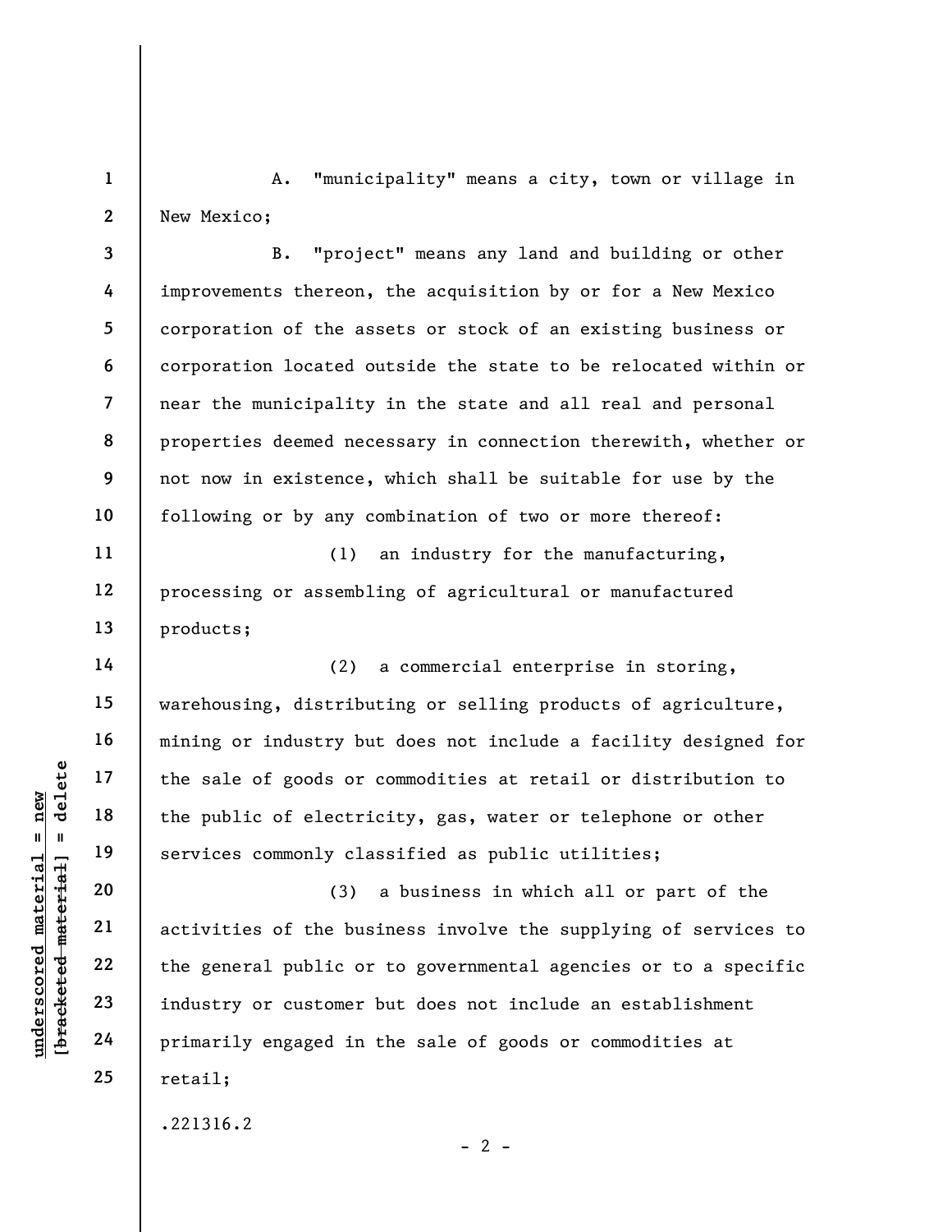A. "municipality" means a city, town or village in New Mexico;

B. "project" means any land and building or other improvements thereon, the acquisition by or for a New Mexico corporation of the assets or stock of an existing business or corporation located outside the state to be relocated within or near the municipality in the state and all real and personal properties deemed necessary in connection therewith, whether or not now in existence, which shall be suitable for use by the following or by any combination of two or more thereof:

(1) an industry for the manufacturing, processing or assembling of agricultural or manufactured products;

(2) a commercial enterprise in storing, warehousing, distributing or selling products of agriculture, mining or industry but does not include a facility designed for the sale of goods or commodities at retail or distribution to the public of electricity, gas, water or telephone or other services commonly classified as public utilities;

(3) a business in which all or part of the activities of the business involve the supplying of services to the general public or to governmental agencies or to a specific industry or customer but does not include an establishment primarily engaged in the sale of goods or commodities at retail;

.221316.2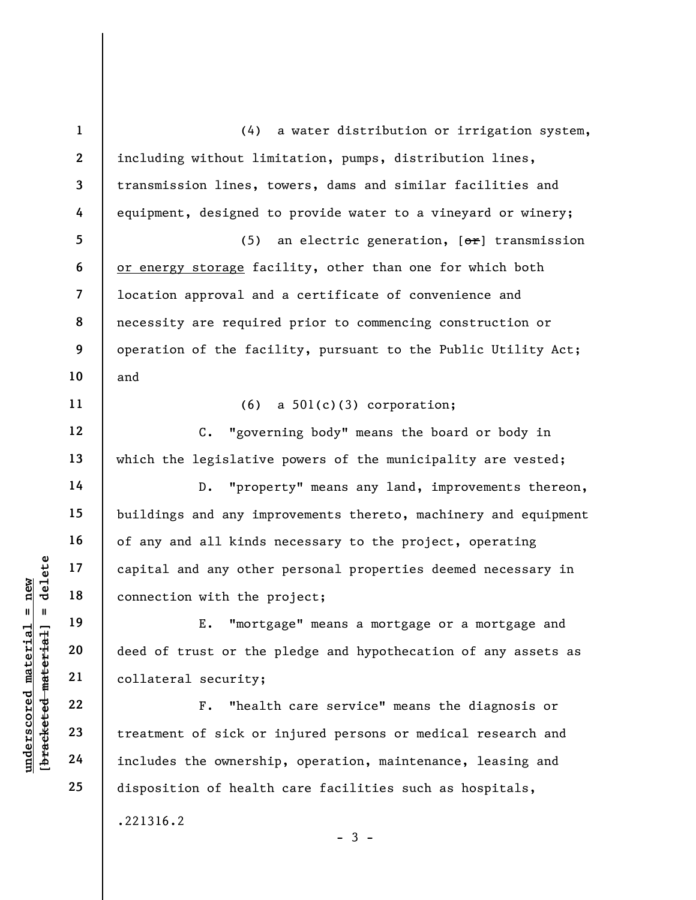(4) a water distribution or irrigation system, including without limitation, pumps, distribution lines, transmission lines, towers, dams and similar facilities and equipment, designed to provide water to a vineyard or winery;

(5) an electric generation, [~~or~~] transmission <u>or energy storage</u> facility, other than one for which both location approval and a certificate of convenience and necessity are required prior to commencing construction or operation of the facility, pursuant to the Public Utility Act; and

(6) a 501(c)(3) corporation;

C. "governing body" means the board or body in which the legislative powers of the municipality are vested;

D. "property" means any land, improvements thereon, buildings and any improvements thereto, machinery and equipment of any and all kinds necessary to the project, operating capital and any other personal properties deemed necessary in connection with the project;

E. "mortgage" means a mortgage or a mortgage and deed of trust or the pledge and hypothecation of any assets as collateral security;

F. "health care service" means the diagnosis or treatment of sick or injured persons or medical research and includes the ownership, operation, maintenance, leasing and disposition of health care facilities such as hospitals,

.221316.2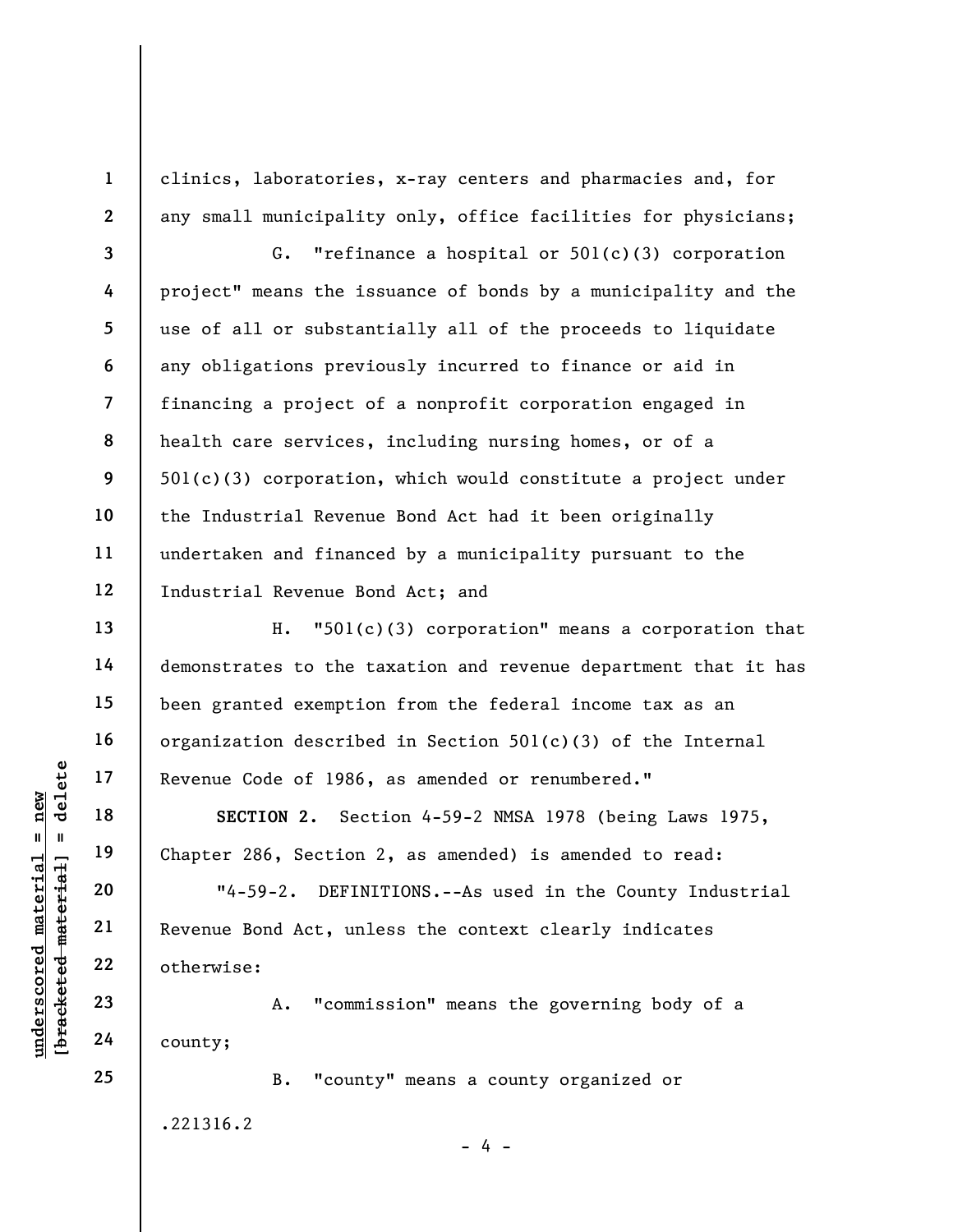clinics, laboratories, x-ray centers and pharmacies and, for any small municipality only, office facilities for physicians;

G. "refinance a hospital or 501(c)(3) corporation project" means the issuance of bonds by a municipality and the use of all or substantially all of the proceeds to liquidate any obligations previously incurred to finance or aid in financing a project of a nonprofit corporation engaged in health care services, including nursing homes, or of a 501(c)(3) corporation, which would constitute a project under the Industrial Revenue Bond Act had it been originally undertaken and financed by a municipality pursuant to the Industrial Revenue Bond Act; and

H. "501(c)(3) corporation" means a corporation that demonstrates to the taxation and revenue department that it has been granted exemption from the federal income tax as an organization described in Section 501(c)(3) of the Internal Revenue Code of 1986, as amended or renumbered."

**SECTION 2.** Section 4-59-2 NMSA 1978 (being Laws 1975, Chapter 286, Section 2, as amended) is amended to read:

"4-59-2. DEFINITIONS.--As used in the County Industrial Revenue Bond Act, unless the context clearly indicates otherwise:

A. "commission" means the governing body of a county;

B. "county" means a county organized or

.221316.2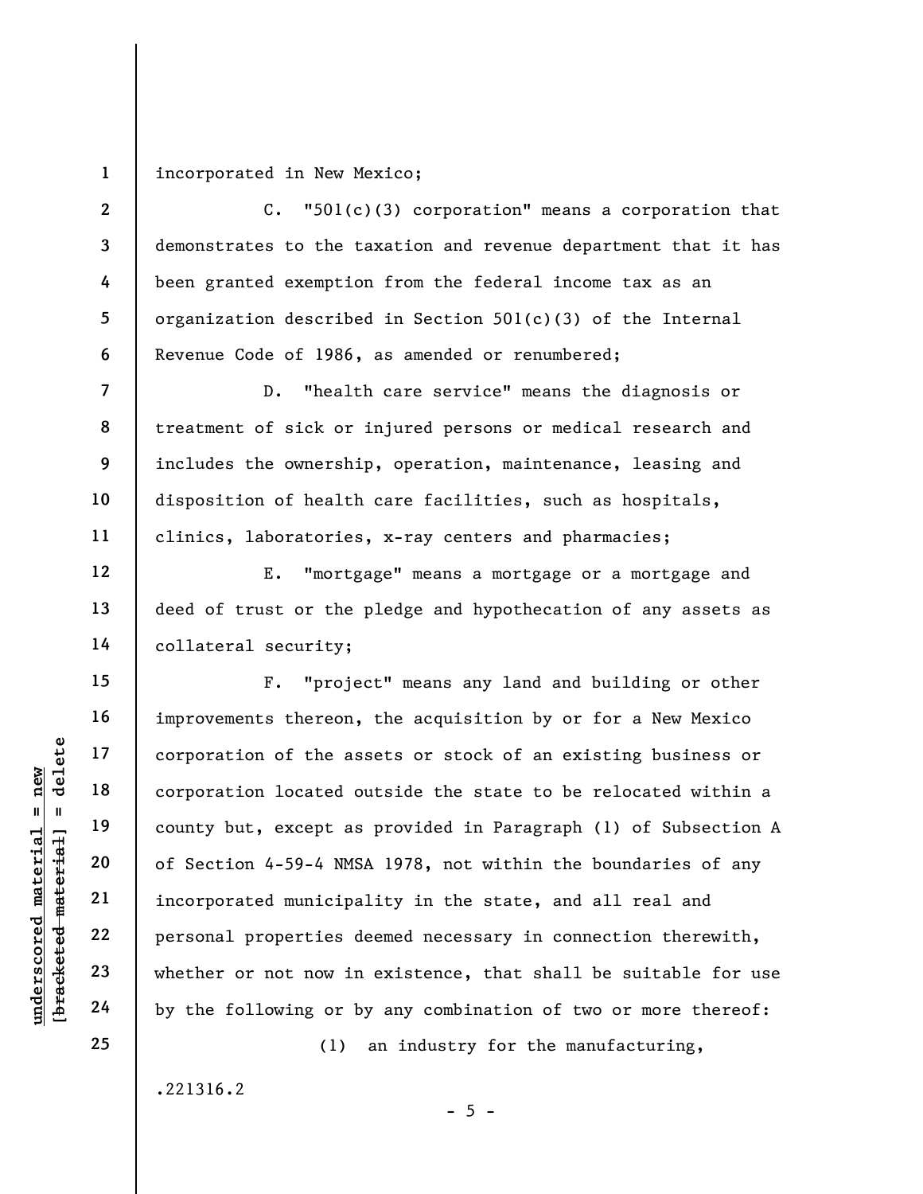incorporated in New Mexico;

C. "501(c)(3) corporation" means a corporation that demonstrates to the taxation and revenue department that it has been granted exemption from the federal income tax as an organization described in Section 501(c)(3) of the Internal Revenue Code of 1986, as amended or renumbered;

D. "health care service" means the diagnosis or treatment of sick or injured persons or medical research and includes the ownership, operation, maintenance, leasing and disposition of health care facilities, such as hospitals, clinics, laboratories, x-ray centers and pharmacies;

E. "mortgage" means a mortgage or a mortgage and deed of trust or the pledge and hypothecation of any assets as collateral security;

F. "project" means any land and building or other improvements thereon, the acquisition by or for a New Mexico corporation of the assets or stock of an existing business or corporation located outside the state to be relocated within a county but, except as provided in Paragraph (1) of Subsection A of Section 4-59-4 NMSA 1978, not within the boundaries of any incorporated municipality in the state, and all real and personal properties deemed necessary in connection therewith, whether or not now in existence, that shall be suitable for use by the following or by any combination of two or more thereof:

(1) an industry for the manufacturing,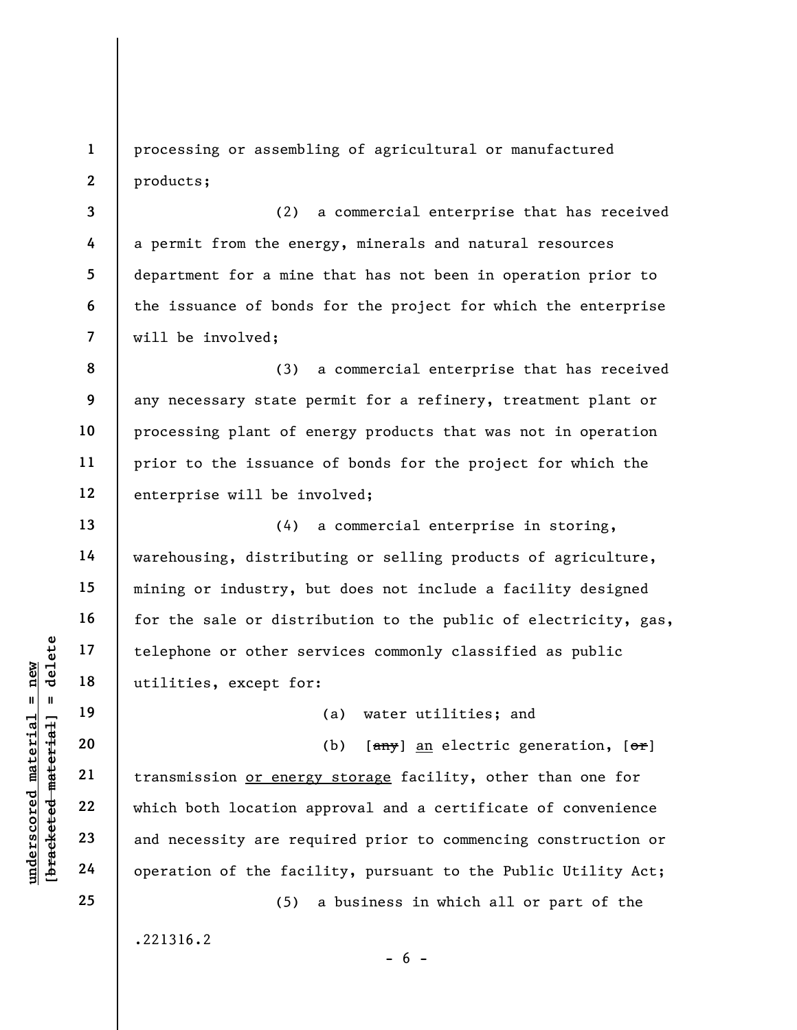processing or assembling of agricultural or manufactured products;

(2) a commercial enterprise that has received a permit from the energy, minerals and natural resources department for a mine that has not been in operation prior to the issuance of bonds for the project for which the enterprise will be involved;

(3) a commercial enterprise that has received any necessary state permit for a refinery, treatment plant or processing plant of energy products that was not in operation prior to the issuance of bonds for the project for which the enterprise will be involved;

(4) a commercial enterprise in storing, warehousing, distributing or selling products of agriculture, mining or industry, but does not include a facility designed for the sale or distribution to the public of electricity, gas, telephone or other services commonly classified as public utilities, except for:

(a) water utilities; and

(b) [~~any~~] <u>an</u> electric generation, [~~or~~] transmission <u>or energy storage</u> facility, other than one for which both location approval and a certificate of convenience and necessity are required prior to commencing construction or operation of the facility, pursuant to the Public Utility Act;

(5) a business in which all or part of the

.221316.2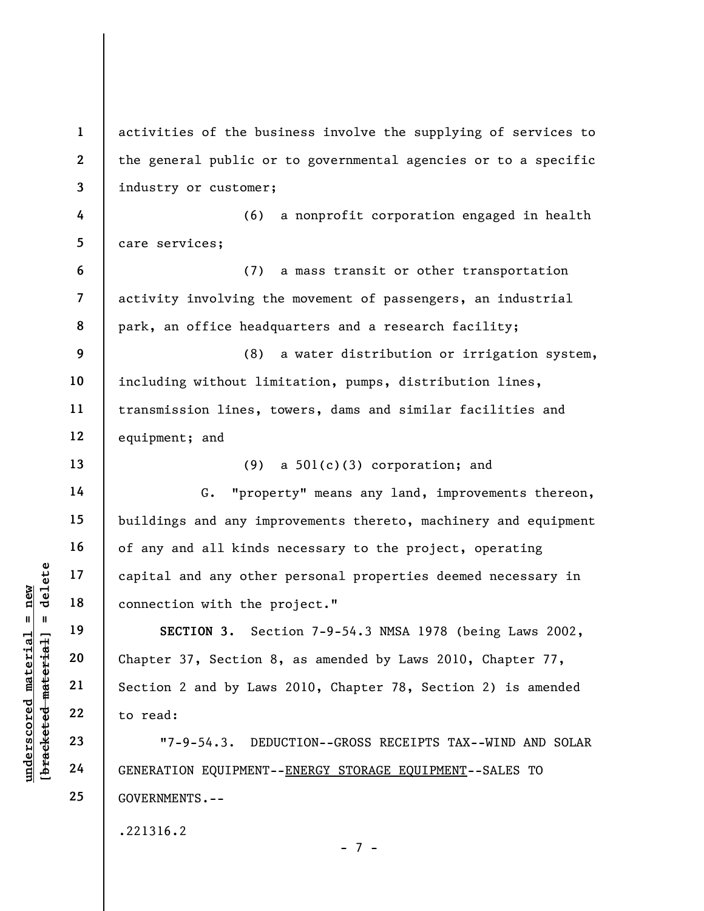activities of the business involve the supplying of services to the general public or to governmental agencies or to a specific industry or customer;

(6) a nonprofit corporation engaged in health care services;

(7) a mass transit or other transportation activity involving the movement of passengers, an industrial park, an office headquarters and a research facility;

(8) a water distribution or irrigation system, including without limitation, pumps, distribution lines, transmission lines, towers, dams and similar facilities and equipment; and

(9) a 501(c)(3) corporation; and

G. "property" means any land, improvements thereon, buildings and any improvements thereto, machinery and equipment of any and all kinds necessary to the project, operating capital and any other personal properties deemed necessary in connection with the project."

**SECTION 3.** Section 7-9-54.3 NMSA 1978 (being Laws 2002, Chapter 37, Section 8, as amended by Laws 2010, Chapter 77, Section 2 and by Laws 2010, Chapter 78, Section 2) is amended to read:

"7-9-54.3. DEDUCTION--GROSS RECEIPTS TAX--WIND AND SOLAR GENERATION EQUIPMENT--<u>ENERGY STORAGE EQUIPMENT</u>--SALES TO GOVERNMENTS.--

.221316.2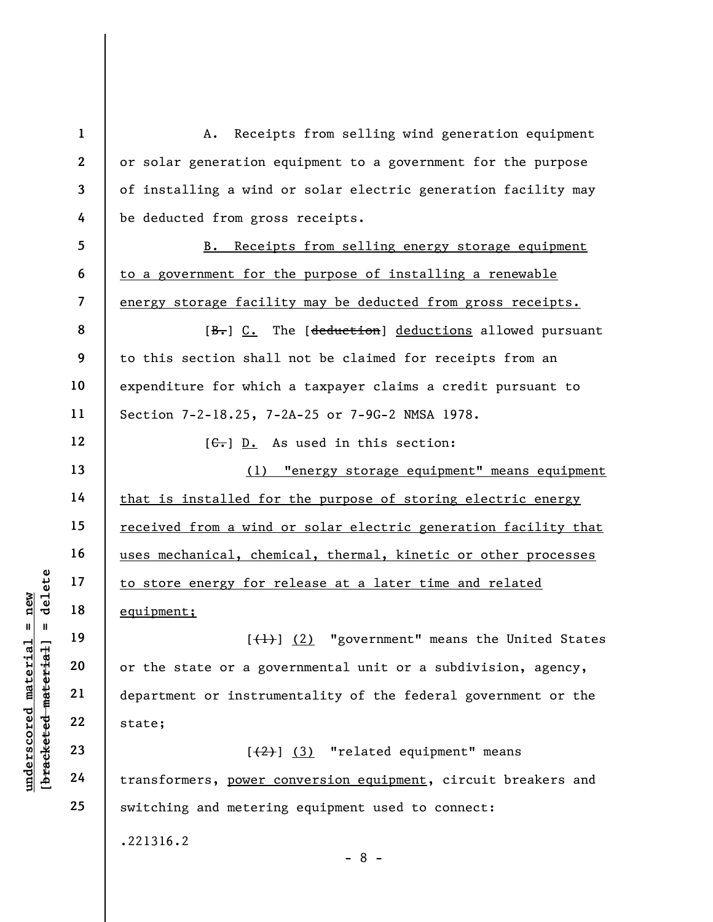A. Receipts from selling wind generation equipment or solar generation equipment to a government for the purpose of installing a wind or solar electric generation facility may be deducted from gross receipts.

B. Receipts from selling energy storage equipment to a government for the purpose of installing a renewable energy storage facility may be deducted from gross receipts.

[B.] C. The [deduction] deductions allowed pursuant to this section shall not be claimed for receipts from an expenditure for which a taxpayer claims a credit pursuant to Section 7-2-18.25, 7-2A-25 or 7-9G-2 NMSA 1978.

[C.] D. As used in this section:

(1) "energy storage equipment" means equipment that is installed for the purpose of storing electric energy received from a wind or solar electric generation facility that uses mechanical, chemical, thermal, kinetic or other processes to store energy for release at a later time and related equipment;

[(1)] (2) "government" means the United States or the state or a governmental unit or a subdivision, agency, department or instrumentality of the federal government or the state;

[(2)] (3) "related equipment" means transformers, power conversion equipment, circuit breakers and switching and metering equipment used to connect:

.221316.2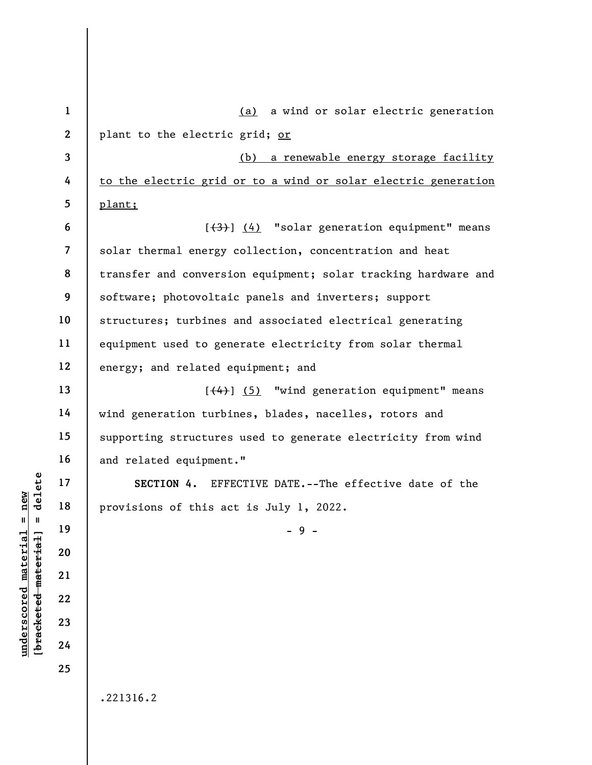(a) a wind or solar electric generation plant to the electric grid; or

(b) a renewable energy storage facility to the electric grid or to a wind or solar electric generation plant;

[(3)] (4) "solar generation equipment" means solar thermal energy collection, concentration and heat transfer and conversion equipment; solar tracking hardware and software; photovoltaic panels and inverters; support structures; turbines and associated electrical generating equipment used to generate electricity from solar thermal energy; and related equipment; and

[(4)] (5) "wind generation equipment" means wind generation turbines, blades, nacelles, rotors and supporting structures used to generate electricity from wind and related equipment."

**SECTION 4.** EFFECTIVE DATE.--The effective date of the provisions of this act is July 1, 2022.

.221316.2